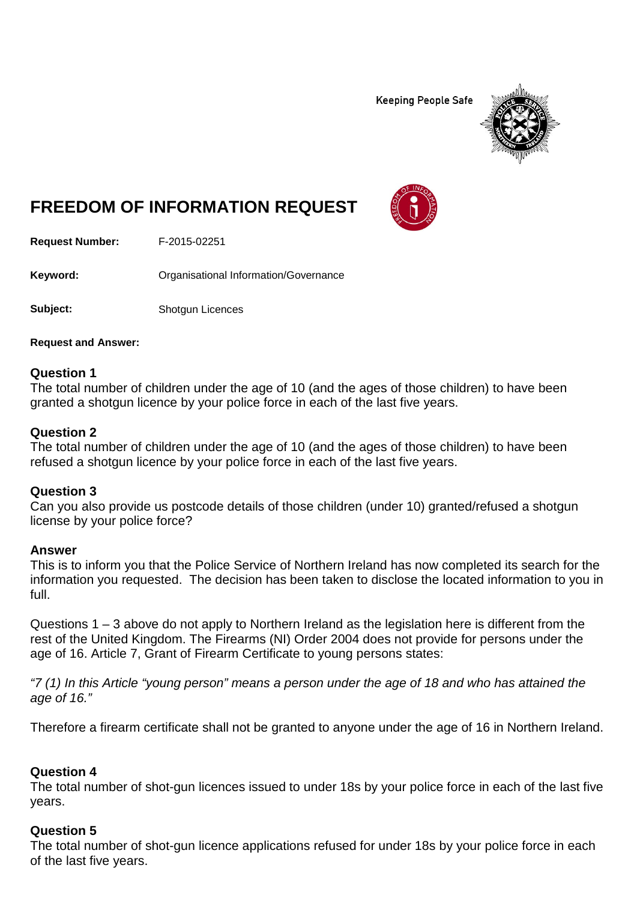Keeping People Safe

# FREEDOM OF INFORMATION REQUEST

**Request Number:** F-2015-02251

**Keyword:** Organisational Information/Governance

**Subject:** Shotgun Licences

**Request and Answer:**

### Question 1
The total number of children under the age of 10 (and the ages of those children) to have been granted a shotgun licence by your police force in each of the last five years.

### Question 2
The total number of children under the age of 10 (and the ages of those children) to have been refused a shotgun licence by your police force in each of the last five years.

### Question 3
Can you also provide us postcode details of those children (under 10) granted/refused a shotgun license by your police force?

### Answer
This is to inform you that the Police Service of Northern Ireland has now completed its search for the information you requested. The decision has been taken to disclose the located information to you in full.

Questions 1 – 3 above do not apply to Northern Ireland as the legislation here is different from the rest of the United Kingdom. The Firearms (NI) Order 2004 does not provide for persons under the age of 16. Article 7, Grant of Firearm Certificate to young persons states:

*"7 (1) In this Article "young person" means a person under the age of 18 and who has attained the age of 16."*

Therefore a firearm certificate shall not be granted to anyone under the age of 16 in Northern Ireland.

### Question 4
The total number of shot-gun licences issued to under 18s by your police force in each of the last five years.

### Question 5
The total number of shot-gun licence applications refused for under 18s by your police force in each of the last five years.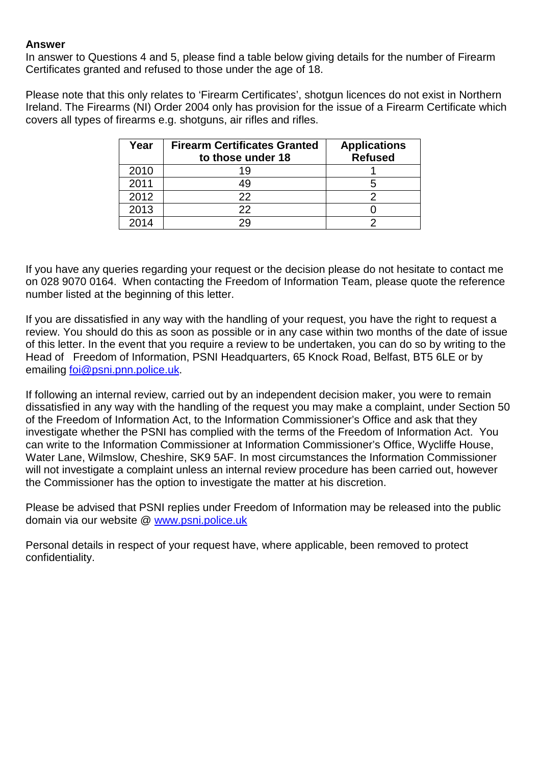**Answer**

In answer to Questions 4 and 5, please find a table below giving details for the number of Firearm Certificates granted and refused to those under the age of 18.

Please note that this only relates to 'Firearm Certificates', shotgun licences do not exist in Northern Ireland. The Firearms (NI) Order 2004 only has provision for the issue of a Firearm Certificate which covers all types of firearms e.g. shotguns, air rifles and rifles.

| Year | Firearm Certificates Granted to those under 18 | Applications Refused |
|---|---|---|
| 2010 | 19 | 1 |
| 2011 | 49 | 5 |
| 2012 | 22 | 2 |
| 2013 | 22 | 0 |
| 2014 | 29 | 2 |

If you have any queries regarding your request or the decision please do not hesitate to contact me on 028 9070 0164. When contacting the Freedom of Information Team, please quote the reference number listed at the beginning of this letter.

If you are dissatisfied in any way with the handling of your request, you have the right to request a review. You should do this as soon as possible or in any case within two months of the date of issue of this letter. In the event that you require a review to be undertaken, you can do so by writing to the Head of Freedom of Information, PSNI Headquarters, 65 Knock Road, Belfast, BT5 6LE or by emailing [foi@psni.pnn.police.uk](mailto:foi@psni.pnn.police.uk).

If following an internal review, carried out by an independent decision maker, you were to remain dissatisfied in any way with the handling of the request you may make a complaint, under Section 50 of the Freedom of Information Act, to the Information Commissioner's Office and ask that they investigate whether the PSNI has complied with the terms of the Freedom of Information Act. You can write to the Information Commissioner at Information Commissioner's Office, Wycliffe House, Water Lane, Wilmslow, Cheshire, SK9 5AF. In most circumstances the Information Commissioner will not investigate a complaint unless an internal review procedure has been carried out, however the Commissioner has the option to investigate the matter at his discretion.

Please be advised that PSNI replies under Freedom of Information may be released into the public domain via our website @ [www.psni.police.uk](http://www.psni.police.uk)

Personal details in respect of your request have, where applicable, been removed to protect confidentiality.